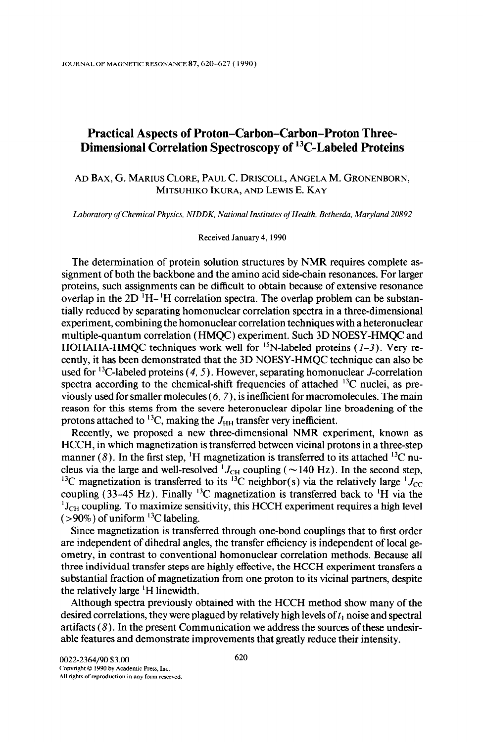# Practical Aspects of Proton–Carbon–Carbon–Proton Three-Dimensional Correlation Spectroscopy of $^{13}$C-Labeled Proteins

AD BAX, G. MARIUS CLORE, PAUL C. DRISCOLL, ANGELA M. GRONENBORN, MITSUHIKO IKURA, AND LEWIS E. KAY

*Laboratory of Chemical Physics, NIDDK, National Institutes of Health, Bethesda, Maryland 20892*

Received January 4, 1990

The determination of protein solution structures by NMR requires complete assignment of both the backbone and the amino acid side-chain resonances. For larger proteins, such assignments can be difficult to obtain because of extensive resonance overlap in the 2D $^1$H–$^1$H correlation spectra. The overlap problem can be substantially reduced by separating homonuclear correlation spectra in a three-dimensional experiment, combining the homonuclear correlation techniques with a heteronuclear multiple-quantum correlation (HMQC) experiment. Such 3D NOESY-HMQC and HOHAHA-HMQC techniques work well for $^{15}$N-labeled proteins (*1–3*). Very recently, it has been demonstrated that the 3D NOESY-HMQC technique can also be used for $^{13}$C-labeled proteins (*4, 5*). However, separating homonuclear *J*-correlation spectra according to the chemical-shift frequencies of attached $^{13}$C nuclei, as previously used for smaller molecules (*6, 7*), is inefficient for macromolecules. The main reason for this stems from the severe heteronuclear dipolar line broadening of the protons attached to $^{13}$C, making the $J_{HH}$ transfer very inefficient.

Recently, we proposed a new three-dimensional NMR experiment, known as HCCH, in which magnetization is transferred between vicinal protons in a three-step manner (*8*). In the first step, $^1$H magnetization is transferred to its attached $^{13}$C nucleus via the large and well-resolved $^1J_{CH}$ coupling (~140 Hz). In the second step, $^{13}$C magnetization is transferred to its $^{13}$C neighbor(s) via the relatively large $^1J_{CC}$ coupling (33–45 Hz). Finally $^{13}$C magnetization is transferred back to $^1$H via the $^1J_{CH}$ coupling. To maximize sensitivity, this HCCH experiment requires a high level (>90%) of uniform $^{13}$C labeling.

Since magnetization is transferred through one-bond couplings that to first order are independent of dihedral angles, the transfer efficiency is independent of local geometry, in contrast to conventional homonuclear correlation methods. Because all three individual transfer steps are highly effective, the HCCH experiment transfers a substantial fraction of magnetization from one proton to its vicinal partners, despite the relatively large $^1$H linewidth.

Although spectra previously obtained with the HCCH method show many of the desired correlations, they were plagued by relatively high levels of $t_1$ noise and spectral artifacts (*8*). In the present Communication we address the sources of these undesirable features and demonstrate improvements that greatly reduce their intensity.

0022-2364/90 $3.00
Copyright © 1990 by Academic Press, Inc.
All rights of reproduction in any form reserved.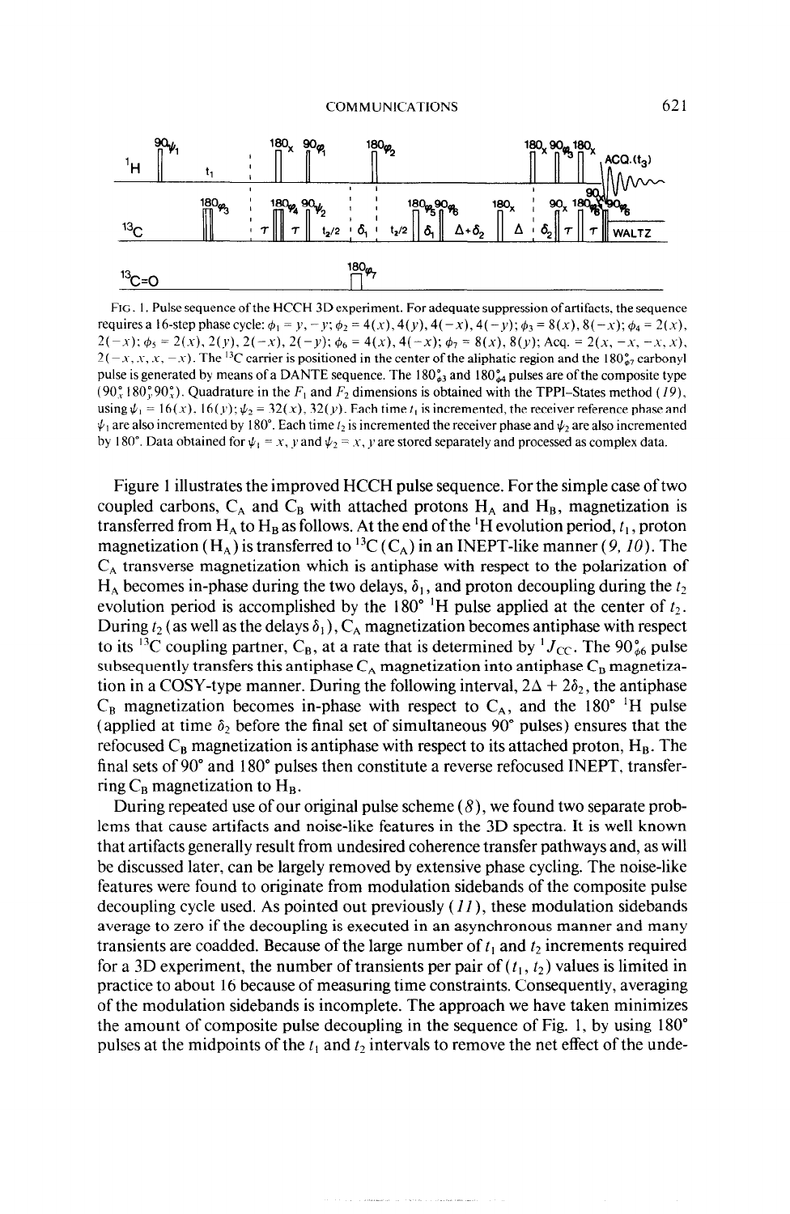FIG. 1. Pulse sequence of the HCCH 3D experiment. For adequate suppression of artifacts, the sequence requires a 16-step phase cycle: $\phi_1 = y, -y$; $\phi_2 = 4(x), 4(y), 4(-x), 4(-y)$; $\phi_3 = 8(x), 8(-x)$; $\phi_4 = 2(x), 2(-x)$; $\phi_5 = 2(x), 2(y), 2(-x), 2(-y)$; $\phi_6 = 4(x), 4(-x)$; $\phi_7 = 8(x), 8(y)$; Acq. = $2(x, -x, -x, x), 2(-x, x, x, -x)$. The $^{13}$C carrier is positioned in the center of the aliphatic region and the $180^\circ_{\phi_7}$ carbonyl pulse is generated by means of a DANTE sequence. The $180^\circ_{\phi_3}$ and $180^\circ_{\phi_4}$ pulses are of the composite type ($90^\circ_x 180^\circ_y 90^\circ_x$). Quadrature in the $F_1$ and $F_2$ dimensions is obtained with the TPPI–States method (*19*), using $\psi_1 = 16(x), 16(y)$; $\psi_2 = 32(x), 32(y)$. Each time $t_1$ is incremented, the receiver reference phase and $\psi_1$ are also incremented by 180°. Each time $t_2$ is incremented the receiver phase and $\psi_2$ are also incremented by 180°. Data obtained for $\psi_1 = x, y$ and $\psi_2 = x, y$ are stored separately and processed as complex data.

Figure 1 illustrates the improved HCCH pulse sequence. For the simple case of two coupled carbons, $C_A$ and $C_B$ with attached protons $H_A$ and $H_B$, magnetization is transferred from $H_A$ to $H_B$ as follows. At the end of the $^1$H evolution period, $t_1$, proton magnetization ($H_A$) is transferred to $^{13}$C ($C_A$) in an INEPT-like manner (*9, 10*). The $C_A$ transverse magnetization which is antiphase with respect to the polarization of $H_A$ becomes in-phase during the two delays, $\delta_1$, and proton decoupling during the $t_2$ evolution period is accomplished by the 180° $^1$H pulse applied at the center of $t_2$. During $t_2$ (as well as the delays $\delta_1$), $C_A$ magnetization becomes antiphase with respect to its $^{13}$C coupling partner, $C_B$, at a rate that is determined by $^1J_{CC}$. The $90^\circ_{\phi_6}$ pulse subsequently transfers this antiphase $C_A$ magnetization into antiphase $C_B$ magnetization in a COSY-type manner. During the following interval, $2\Delta + 2\delta_2$, the antiphase $C_B$ magnetization becomes in-phase with respect to $C_A$, and the 180° $^1$H pulse (applied at time $\delta_2$ before the final set of simultaneous 90° pulses) ensures that the refocused $C_B$ magnetization is antiphase with respect to its attached proton, $H_B$. The final sets of 90° and 180° pulses then constitute a reverse refocused INEPT, transferring $C_B$ magnetization to $H_B$.

During repeated use of our original pulse scheme (*8*), we found two separate problems that cause artifacts and noise-like features in the 3D spectra. It is well known that artifacts generally result from undesired coherence transfer pathways and, as will be discussed later, can be largely removed by extensive phase cycling. The noise-like features were found to originate from modulation sidebands of the composite pulse decoupling cycle used. As pointed out previously (*11*), these modulation sidebands average to zero if the decoupling is executed in an asynchronous manner and many transients are coadded. Because of the large number of $t_1$ and $t_2$ increments required for a 3D experiment, the number of transients per pair of ($t_1$, $t_2$) values is limited in practice to about 16 because of measuring time constraints. Consequently, averaging of the modulation sidebands is incomplete. The approach we have taken minimizes the amount of composite pulse decoupling in the sequence of Fig. 1, by using 180° pulses at the midpoints of the $t_1$ and $t_2$ intervals to remove the net effect of the unde-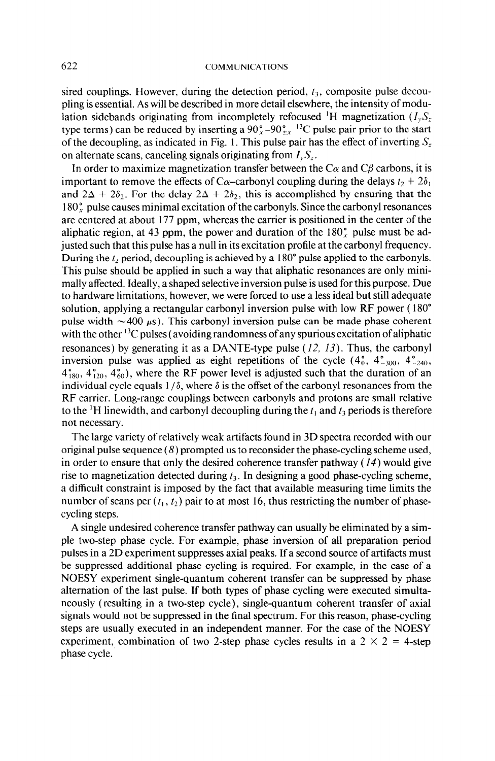sired couplings. However, during the detection period, $t_3$, composite pulse decoupling is essential. As will be described in more detail elsewhere, the intensity of modulation sidebands originating from incompletely refocused $^1$H magnetization ($I_yS_z$ type terms) can be reduced by inserting a $90^\circ_x$–$90^\circ_{\pm x}$ $^{13}$C pulse pair prior to the start of the decoupling, as indicated in Fig. 1. This pulse pair has the effect of inverting $S_z$ on alternate scans, canceling signals originating from $I_yS_z$.

In order to maximize magnetization transfer between the Cα and Cβ carbons, it is important to remove the effects of Cα–carbonyl coupling during the delays $t_2 + 2\delta_1$ and $2\Delta + 2\delta_2$. For the delay $2\Delta + 2\delta_2$, this is accomplished by ensuring that the $180^\circ_x$ pulse causes minimal excitation of the carbonyls. Since the carbonyl resonances are centered at about 177 ppm, whereas the carrier is positioned in the center of the aliphatic region, at 43 ppm, the power and duration of the $180^\circ_x$ pulse must be adjusted such that this pulse has a null in its excitation profile at the carbonyl frequency. During the $t_2$ period, decoupling is achieved by a 180° pulse applied to the carbonyls. This pulse should be applied in such a way that aliphatic resonances are only minimally affected. Ideally, a shaped selective inversion pulse is used for this purpose. Due to hardware limitations, however, we were forced to use a less ideal but still adequate solution, applying a rectangular carbonyl inversion pulse with low RF power (180° pulse width ~400 μs). This carbonyl inversion pulse can be made phase coherent with the other $^{13}$C pulses (avoiding randomness of any spurious excitation of aliphatic resonances) by generating it as a DANTE-type pulse (*12, 13*). Thus, the carbonyl inversion pulse was applied as eight repetitions of the cycle ($4^\circ_0$, $4^\circ_{-300}$, $4^\circ_{-240}$, $4^\circ_{180}$, $4^\circ_{120}$, $4^\circ_{60}$), where the RF power level is adjusted such that the duration of an individual cycle equals $1/\delta$, where $\delta$ is the offset of the carbonyl resonances from the RF carrier. Long-range couplings between carbonyls and protons are small relative to the $^1$H linewidth, and carbonyl decoupling during the $t_1$ and $t_3$ periods is therefore not necessary.

The large variety of relatively weak artifacts found in 3D spectra recorded with our original pulse sequence (*8*) prompted us to reconsider the phase-cycling scheme used, in order to ensure that only the desired coherence transfer pathway (*14*) would give rise to magnetization detected during $t_3$. In designing a good phase-cycling scheme, a difficult constraint is imposed by the fact that available measuring time limits the number of scans per ($t_1$, $t_2$) pair to at most 16, thus restricting the number of phase-cycling steps.

A single undesired coherence transfer pathway can usually be eliminated by a simple two-step phase cycle. For example, phase inversion of all preparation period pulses in a 2D experiment suppresses axial peaks. If a second source of artifacts must be suppressed additional phase cycling is required. For example, in the case of a NOESY experiment single-quantum coherent transfer can be suppressed by phase alternation of the last pulse. If both types of phase cycling were executed simultaneously (resulting in a two-step cycle), single-quantum coherent transfer of axial signals would not be suppressed in the final spectrum. For this reason, phase-cycling steps are usually executed in an independent manner. For the case of the NOESY experiment, combination of two 2-step phase cycles results in a 2 × 2 = 4-step phase cycle.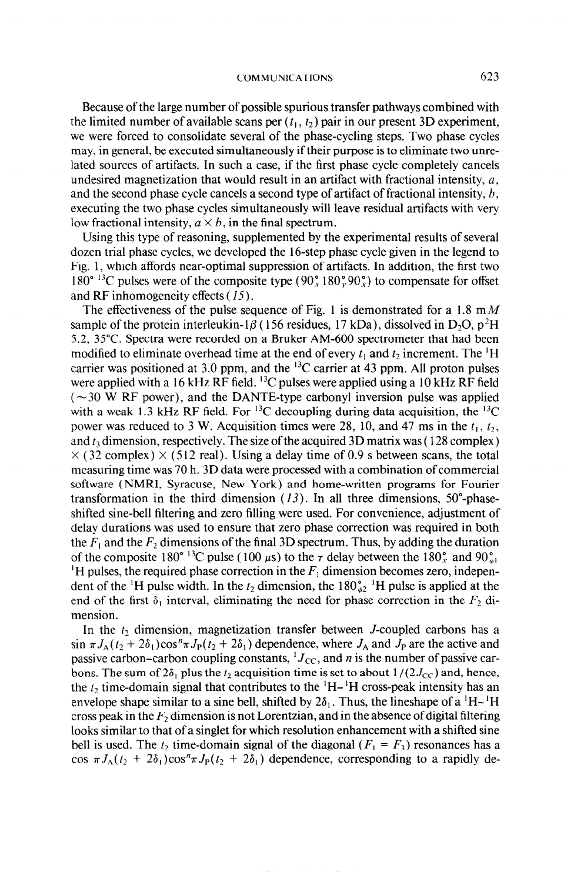Because of the large number of possible spurious transfer pathways combined with the limited number of available scans per ($t_1$, $t_2$) pair in our present 3D experiment, we were forced to consolidate several of the phase-cycling steps. Two phase cycles may, in general, be executed simultaneously if their purpose is to eliminate two unrelated sources of artifacts. In such a case, if the first phase cycle completely cancels undesired magnetization that would result in an artifact with fractional intensity, $a$, and the second phase cycle cancels a second type of artifact of fractional intensity, $b$, executing the two phase cycles simultaneously will leave residual artifacts with very low fractional intensity, $a \times b$, in the final spectrum.

Using this type of reasoning, supplemented by the experimental results of several dozen trial phase cycles, we developed the 16-step phase cycle given in the legend to Fig. 1, which affords near-optimal suppression of artifacts. In addition, the first two 180° $^{13}$C pulses were of the composite type ($90^\circ_x 180^\circ_y 90^\circ_x$) to compensate for offset and RF inhomogeneity effects (15).

The effectiveness of the pulse sequence of Fig. 1 is demonstrated for a 1.8 m$M$ sample of the protein interleukin-1$\beta$ (156 residues, 17 kDa), dissolved in $D_2O$, p$^2$H 5.2, 35°C. Spectra were recorded on a Bruker AM-600 spectrometer that had been modified to eliminate overhead time at the end of every $t_1$ and $t_2$ increment. The $^1$H carrier was positioned at 3.0 ppm, and the $^{13}$C carrier at 43 ppm. All proton pulses were applied with a 16 kHz RF field. $^{13}$C pulses were applied using a 10 kHz RF field (~30 W RF power), and the DANTE-type carbonyl inversion pulse was applied with a weak 1.3 kHz RF field. For $^{13}$C decoupling during data acquisition, the $^{13}$C power was reduced to 3 W. Acquisition times were 28, 10, and 47 ms in the $t_1$, $t_2$, and $t_3$ dimension, respectively. The size of the acquired 3D matrix was (128 complex) × (32 complex) × (512 real). Using a delay time of 0.9 s between scans, the total measuring time was 70 h. 3D data were processed with a combination of commercial software (NMRI, Syracuse, New York) and home-written programs for Fourier transformation in the third dimension (13). In all three dimensions, 50°-phase-shifted sine-bell filtering and zero filling were used. For convenience, adjustment of delay durations was used to ensure that zero phase correction was required in both the $F_1$ and the $F_2$ dimensions of the final 3D spectrum. Thus, by adding the duration of the composite 180° $^{13}$C pulse (100 μs) to the $\tau$ delay between the $180^\circ_x$ and $90^\circ_{\phi 1}$ $^1$H pulses, the required phase correction in the $F_1$ dimension becomes zero, independent of the $^1$H pulse width. In the $t_2$ dimension, the $180^\circ_{\phi 2}$ $^1$H pulse is applied at the end of the first $\delta_1$ interval, eliminating the need for phase correction in the $F_2$ dimension.

In the $t_2$ dimension, magnetization transfer between $J$-coupled carbons has a $\sin \pi J_A(t_2 + 2\delta_1)\cos^n \pi J_P(t_2 + 2\delta_1)$ dependence, where $J_A$ and $J_P$ are the active and passive carbon–carbon coupling constants, $^1J_{CC}$, and $n$ is the number of passive carbons. The sum of $2\delta_1$ plus the $t_2$ acquisition time is set to about $1/(2J_{CC})$ and, hence, the $t_2$ time-domain signal that contributes to the $^1$H–$^1$H cross-peak intensity has an envelope shape similar to a sine bell, shifted by $2\delta_1$. Thus, the lineshape of a $^1$H–$^1$H cross peak in the $F_2$ dimension is not Lorentzian, and in the absence of digital filtering looks similar to that of a singlet for which resolution enhancement with a shifted sine bell is used. The $t_2$ time-domain signal of the diagonal ($F_1 = F_3$) resonances has a $\cos \pi J_A(t_2 + 2\delta_1)\cos^n \pi J_P(t_2 + 2\delta_1)$ dependence, corresponding to a rapidly de-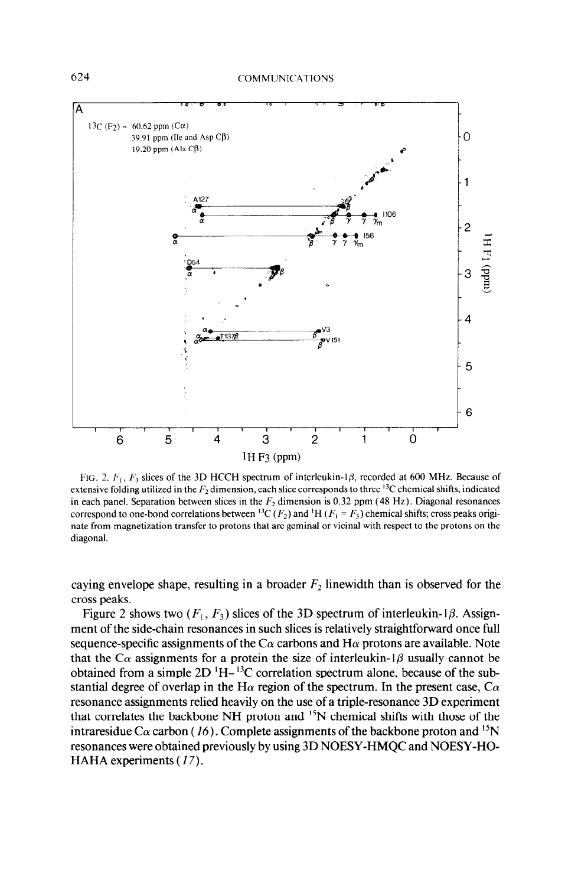FIG. 2. $F_1$, $F_3$ slices of the 3D HCCH spectrum of interleukin-1$\beta$, recorded at 600 MHz. Because of extensive folding utilized in the $F_2$ dimension, each slice corresponds to three $^{13}$C chemical shifts, indicated in each panel. Separation between slices in the $F_2$ dimension is 0.32 ppm (48 Hz). Diagonal resonances correspond to one-bond correlations between $^{13}$C ($F_2$) and $^1$H ($F_1$ = $F_3$) chemical shifts; cross peaks originate from magnetization transfer to protons that are geminal or vicinal with respect to the protons on the diagonal.

caying envelope shape, resulting in a broader $F_2$ linewidth than is observed for the cross peaks.

Figure 2 shows two ($F_1$, $F_3$) slices of the 3D spectrum of interleukin-1$\beta$. Assignment of the side-chain resonances in such slices is relatively straightforward once full sequence-specific assignments of the C$\alpha$ carbons and H$\alpha$ protons are available. Note that the C$\alpha$ assignments for a protein the size of interleukin-1$\beta$ usually cannot be obtained from a simple 2D $^1$H–$^{13}$C correlation spectrum alone, because of the substantial degree of overlap in the H$\alpha$ region of the spectrum. In the present case, C$\alpha$ resonance assignments relied heavily on the use of a triple-resonance 3D experiment that correlates the backbone NH proton and $^{15}$N chemical shifts with those of the intraresidue C$\alpha$ carbon (*16*). Complete assignments of the backbone proton and $^{15}$N resonances were obtained previously by using 3D NOESY-HMQC and NOESY-HOHAHA experiments (*17*).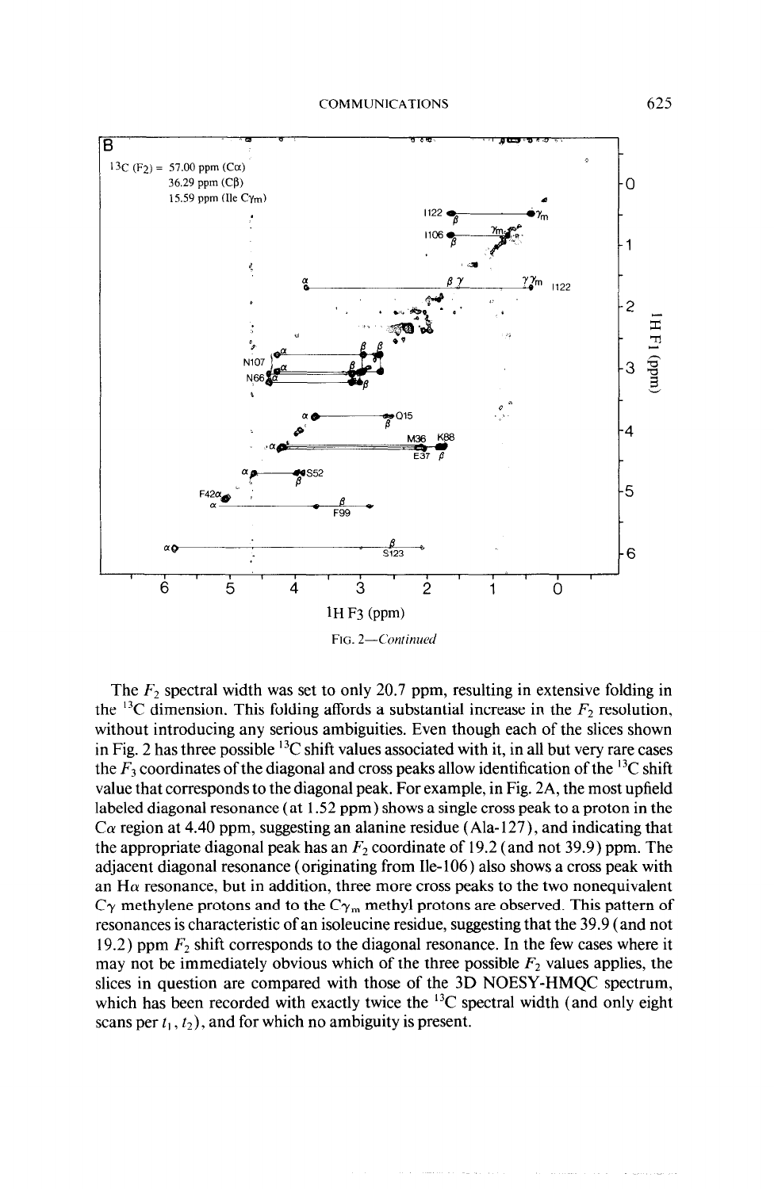FIG. 2—*Continued*

The $F_2$ spectral width was set to only 20.7 ppm, resulting in extensive folding in the $^{13}C$ dimension. This folding affords a substantial increase in the $F_2$ resolution, without introducing any serious ambiguities. Even though each of the slices shown in Fig. 2 has three possible $^{13}C$ shift values associated with it, in all but very rare cases the $F_3$ coordinates of the diagonal and cross peaks allow identification of the $^{13}C$ shift value that corresponds to the diagonal peak. For example, in Fig. 2A, the most upfield labeled diagonal resonance (at 1.52 ppm) shows a single cross peak to a proton in the Cα region at 4.40 ppm, suggesting an alanine residue (Ala-127), and indicating that the appropriate diagonal peak has an $F_2$ coordinate of 19.2 (and not 39.9) ppm. The adjacent diagonal resonance (originating from Ile-106) also shows a cross peak with an Hα resonance, but in addition, three more cross peaks to the two nonequivalent Cγ methylene protons and to the $C\gamma_m$ methyl protons are observed. This pattern of resonances is characteristic of an isoleucine residue, suggesting that the 39.9 (and not 19.2) ppm $F_2$ shift corresponds to the diagonal resonance. In the few cases where it may not be immediately obvious which of the three possible $F_2$ values applies, the slices in question are compared with those of the 3D NOESY-HMQC spectrum, which has been recorded with exactly twice the $^{13}C$ spectral width (and only eight scans per $t_1$, $t_2$), and for which no ambiguity is present.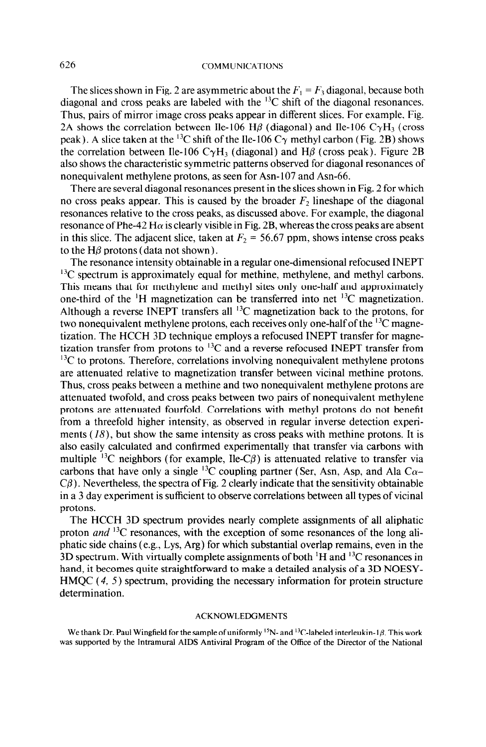The slices shown in Fig. 2 are asymmetric about the $F_1 = F_3$ diagonal, because both diagonal and cross peaks are labeled with the $^{13}C$ shift of the diagonal resonances. Thus, pairs of mirror image cross peaks appear in different slices. For example, Fig. 2A shows the correlation between Ile-106 H$\beta$ (diagonal) and Ile-106 C$\gamma$H$_3$ (cross peak). A slice taken at the $^{13}C$ shift of the Ile-106 C$\gamma$ methyl carbon (Fig. 2B) shows the correlation between Ile-106 C$\gamma$H$_3$ (diagonal) and H$\beta$ (cross peak). Figure 2B also shows the characteristic symmetric patterns observed for diagonal resonances of nonequivalent methylene protons, as seen for Asn-107 and Asn-66.

There are several diagonal resonances present in the slices shown in Fig. 2 for which no cross peaks appear. This is caused by the broader $F_2$ lineshape of the diagonal resonances relative to the cross peaks, as discussed above. For example, the diagonal resonance of Phe-42 H$\alpha$ is clearly visible in Fig. 2B, whereas the cross peaks are absent in this slice. The adjacent slice, taken at $F_2 = 56.67$ ppm, shows intense cross peaks to the H$\beta$ protons (data not shown).

The resonance intensity obtainable in a regular one-dimensional refocused INEPT $^{13}C$ spectrum is approximately equal for methine, methylene, and methyl carbons. This means that for methylene and methyl sites only one-half and approximately one-third of the $^1H$ magnetization can be transferred into net $^{13}C$ magnetization. Although a reverse INEPT transfers all $^{13}C$ magnetization back to the protons, for two nonequivalent methylene protons, each receives only one-half of the $^{13}C$ magnetization. The HCCH 3D technique employs a refocused INEPT transfer for magnetization transfer from protons to $^{13}C$ and a reverse refocused INEPT transfer from $^{13}C$ to protons. Therefore, correlations involving nonequivalent methylene protons are attenuated relative to magnetization transfer between vicinal methine protons. Thus, cross peaks between a methine and two nonequivalent methylene protons are attenuated twofold, and cross peaks between two pairs of nonequivalent methylene protons are attenuated fourfold. Correlations with methyl protons do not benefit from a threefold higher intensity, as observed in regular inverse detection experiments (*18*), but show the same intensity as cross peaks with methine protons. It is also easily calculated and confirmed experimentally that transfer via carbons with multiple $^{13}C$ neighbors (for example, Ile-C$\beta$) is attenuated relative to transfer via carbons that have only a single $^{13}C$ coupling partner (Ser, Asn, Asp, and Ala C$\alpha$–C$\beta$). Nevertheless, the spectra of Fig. 2 clearly indicate that the sensitivity obtainable in a 3 day experiment is sufficient to observe correlations between all types of vicinal protons.

The HCCH 3D spectrum provides nearly complete assignments of all aliphatic proton *and* $^{13}C$ resonances, with the exception of some resonances of the long aliphatic side chains (e.g., Lys, Arg) for which substantial overlap remains, even in the 3D spectrum. With virtually complete assignments of both $^1H$ and $^{13}C$ resonances in hand, it becomes quite straightforward to make a detailed analysis of a 3D NOESY-HMQC (*4, 5*) spectrum, providing the necessary information for protein structure determination.

## ACKNOWLEDGMENTS

We thank Dr. Paul Wingfield for the sample of uniformly $^{15}N$- and $^{13}C$-labeled interleukin-1$\beta$. This work was supported by the Intramural AIDS Antiviral Program of the Office of the Director of the National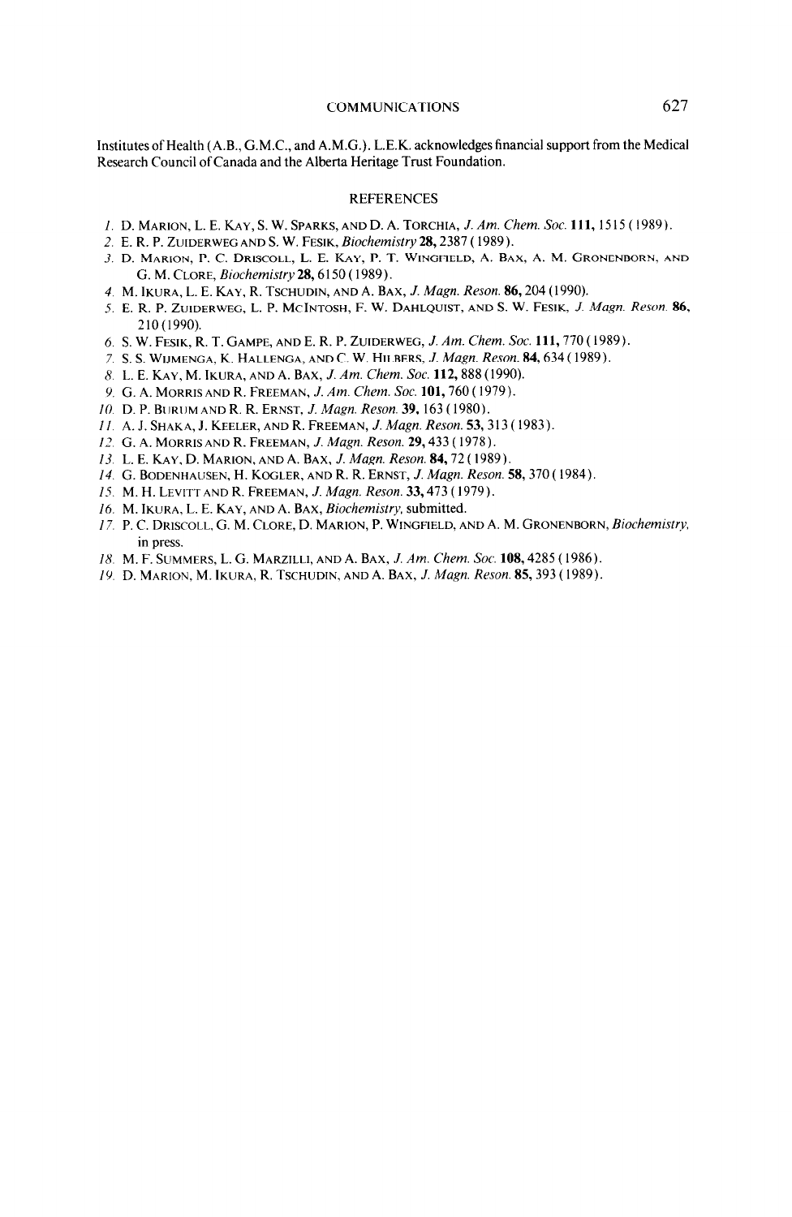Institutes of Health (A.B., G.M.C., and A.M.G.). L.E.K. acknowledges financial support from the Medical Research Council of Canada and the Alberta Heritage Trust Foundation.

## REFERENCES

1. D. Marion, L. E. Kay, S. W. Sparks, and D. A. Torchia, *J. Am. Chem. Soc.* **111,** 1515 (1989).
2. E. R. P. Zuiderweg and S. W. Fesik, *Biochemistry* **28,** 2387 (1989).
3. D. Marion, P. C. Driscoll, L. E. Kay, P. T. Wingfield, A. Bax, A. M. Gronenborn, and G. M. Clore, *Biochemistry* **28,** 6150 (1989).
4. M. Ikura, L. E. Kay, R. Tschudin, and A. Bax, *J. Magn. Reson.* **86,** 204 (1990).
5. E. R. P. Zuiderweg, L. P. McIntosh, F. W. Dahlquist, and S. W. Fesik, *J. Magn. Reson.* **86,** 210 (1990).
6. S. W. Fesik, R. T. Gampe, and E. R. P. Zuiderweg, *J. Am. Chem. Soc.* **111,** 770 (1989).
7. S. S. Wijmenga, K. Hallenga, and C. W. Hilbers, *J. Magn. Reson.* **84,** 634 (1989).
8. L. E. Kay, M. Ikura, and A. Bax, *J. Am. Chem. Soc.* **112,** 888 (1990).
9. G. A. Morris and R. Freeman, *J. Am. Chem. Soc.* **101,** 760 (1979).
10. D. P. Burum and R. R. Ernst, *J. Magn. Reson.* **39,** 163 (1980).
11. A. J. Shaka, J. Keeler, and R. Freeman, *J. Magn. Reson.* **53,** 313 (1983).
12. G. A. Morris and R. Freeman, *J. Magn. Reson.* **29,** 433 (1978).
13. L. E. Kay, D. Marion, and A. Bax, *J. Magn. Reson.* **84,** 72 (1989).
14. G. Bodenhausen, H. Kogler, and R. R. Ernst, *J. Magn. Reson.* **58,** 370 (1984).
15. M. H. Levitt and R. Freeman, *J. Magn. Reson.* **33,** 473 (1979).
16. M. Ikura, L. E. Kay, and A. Bax, *Biochemistry,* submitted.
17. P. C. Driscoll, G. M. Clore, D. Marion, P. Wingfield, and A. M. Gronenborn, *Biochemistry,* in press.
18. M. F. Summers, L. G. Marzilli, and A. Bax, *J. Am. Chem. Soc.* **108,** 4285 (1986).
19. D. Marion, M. Ikura, R. Tschudin, and A. Bax, *J. Magn. Reson.* **85,** 393 (1989).